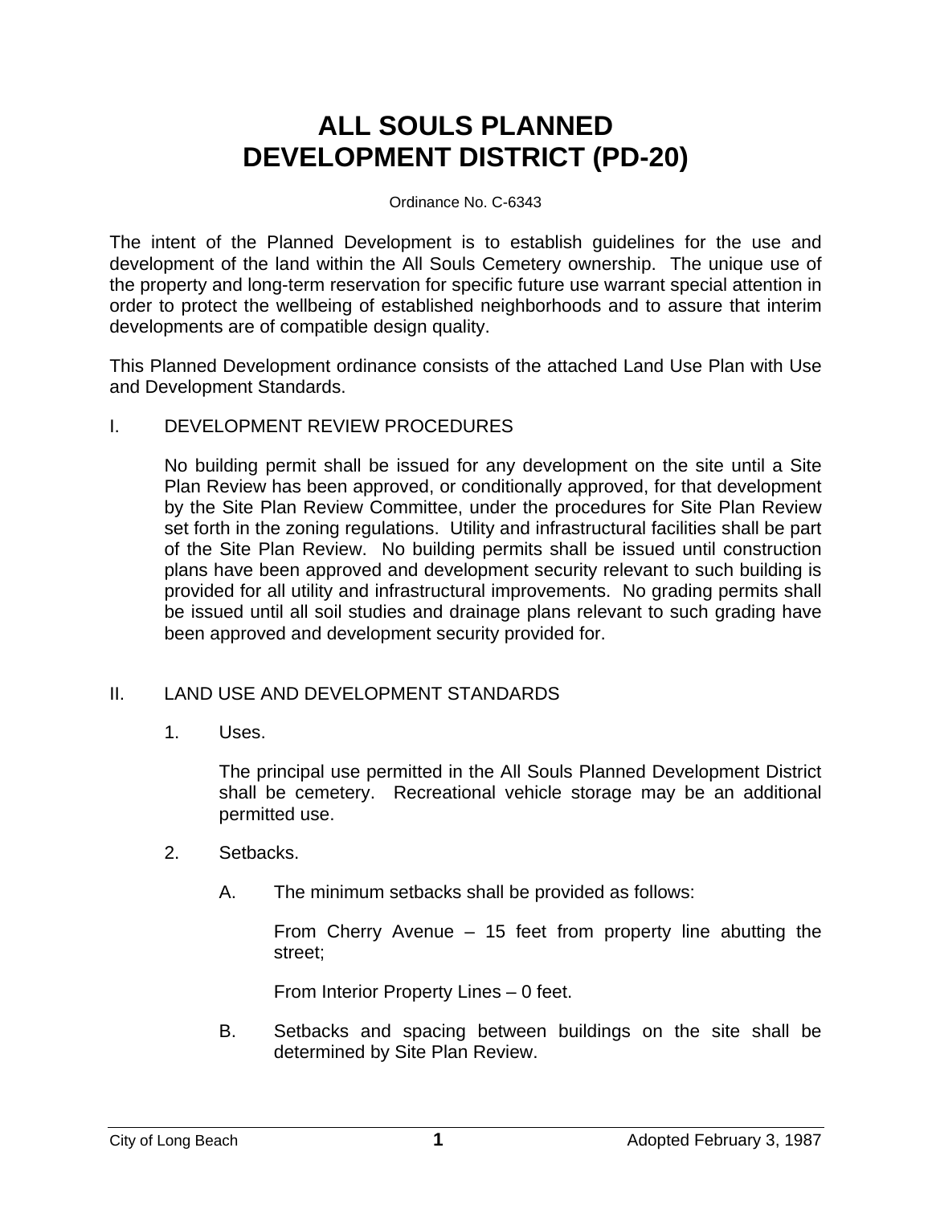# ALL SOULS PLANNED DEVELOPMENT DISTRICT (PD-20)

Ordinance No. C-6343

The intent of the Planned Development is to establish guidelines for the use and development of the land within the All Souls Cemetery ownership. The unique use of the property and long-term reservation for specific future use warrant special attention in order to protect the wellbeing of established neighborhoods and to assure that interim developments are of compatible design quality.

This Planned Development ordinance consists of the attached Land Use Plan with Use and Development Standards.

I. DEVELOPMENT REVIEW PROCEDURES

No building permit shall be issued for any development on the site until a Site Plan Review has been approved, or conditionally approved, for that development by the Site Plan Review Committee, under the procedures for Site Plan Review set forth in the zoning regulations. Utility and infrastructural facilities shall be part of the Site Plan Review. No building permits shall be issued until construction plans have been approved and development security relevant to such building is provided for all utility and infrastructural improvements. No grading permits shall be issued until all soil studies and drainage plans relevant to such grading have been approved and development security provided for.

II. LAND USE AND DEVELOPMENT STANDARDS

1. Uses.

   The principal use permitted in the All Souls Planned Development District shall be cemetery. Recreational vehicle storage may be an additional permitted use.

2. Setbacks.

   A. The minimum setbacks shall be provided as follows:

      From Cherry Avenue – 15 feet from property line abutting the street;

      From Interior Property Lines – 0 feet.

   B. Setbacks and spacing between buildings on the site shall be determined by Site Plan Review.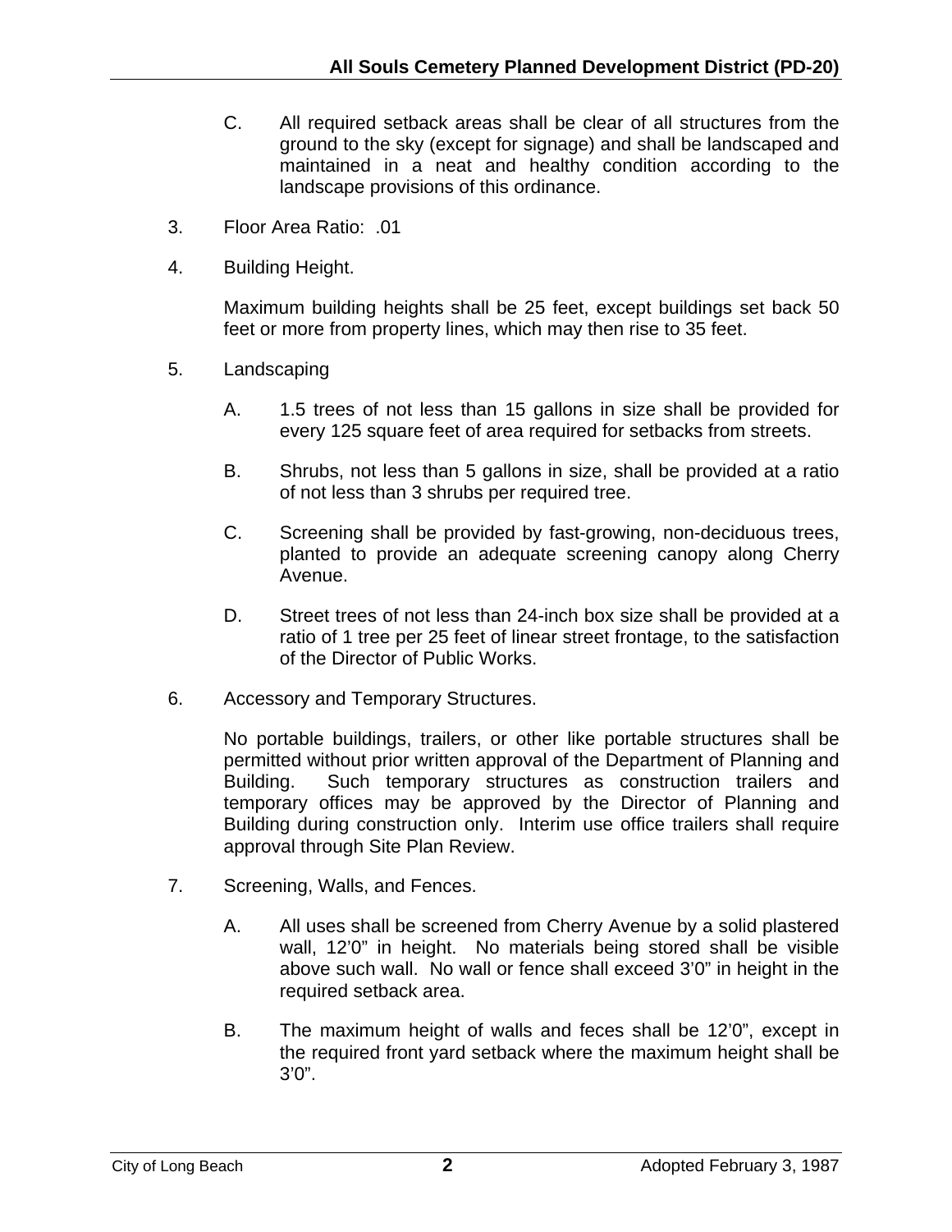C. All required setback areas shall be clear of all structures from the ground to the sky (except for signage) and shall be landscaped and maintained in a neat and healthy condition according to the landscape provisions of this ordinance.

3. Floor Area Ratio: .01

4. Building Height.

   Maximum building heights shall be 25 feet, except buildings set back 50 feet or more from property lines, which may then rise to 35 feet.

5. Landscaping

   A. 1.5 trees of not less than 15 gallons in size shall be provided for every 125 square feet of area required for setbacks from streets.

   B. Shrubs, not less than 5 gallons in size, shall be provided at a ratio of not less than 3 shrubs per required tree.

   C. Screening shall be provided by fast-growing, non-deciduous trees, planted to provide an adequate screening canopy along Cherry Avenue.

   D. Street trees of not less than 24-inch box size shall be provided at a ratio of 1 tree per 25 feet of linear street frontage, to the satisfaction of the Director of Public Works.

6. Accessory and Temporary Structures.

   No portable buildings, trailers, or other like portable structures shall be permitted without prior written approval of the Department of Planning and Building. Such temporary structures as construction trailers and temporary offices may be approved by the Director of Planning and Building during construction only. Interim use office trailers shall require approval through Site Plan Review.

7. Screening, Walls, and Fences.

   A. All uses shall be screened from Cherry Avenue by a solid plastered wall, 12'0" in height. No materials being stored shall be visible above such wall. No wall or fence shall exceed 3'0" in height in the required setback area.

   B. The maximum height of walls and feces shall be 12'0", except in the required front yard setback where the maximum height shall be 3'0".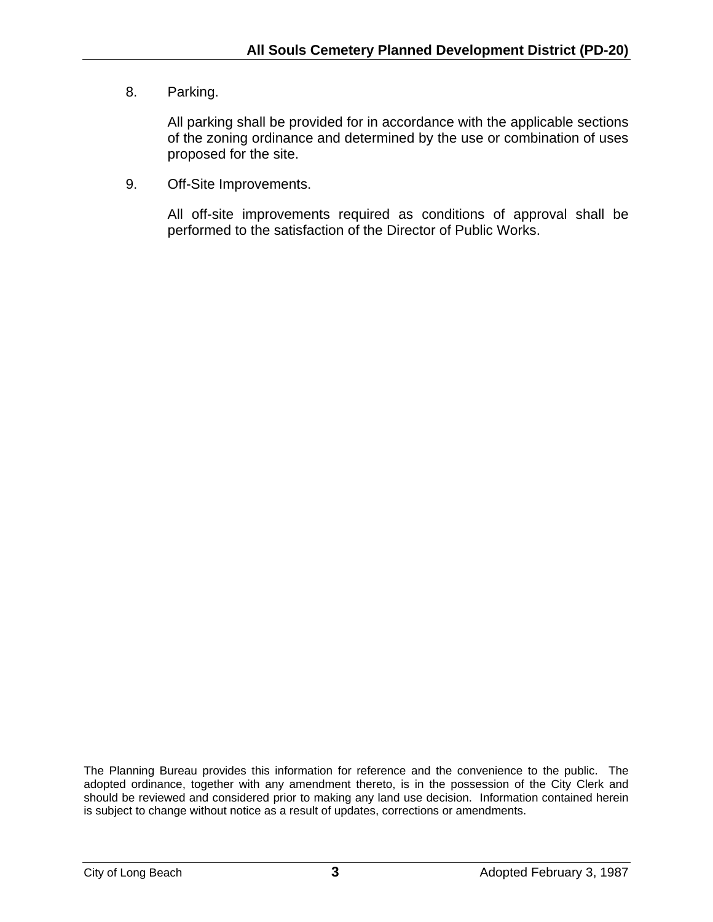8. Parking.

   All parking shall be provided for in accordance with the applicable sections of the zoning ordinance and determined by the use or combination of uses proposed for the site.

9. Off-Site Improvements.

   All off-site improvements required as conditions of approval shall be performed to the satisfaction of the Director of Public Works.

The Planning Bureau provides this information for reference and the convenience to the public. The adopted ordinance, together with any amendment thereto, is in the possession of the City Clerk and should be reviewed and considered prior to making any land use decision. Information contained herein is subject to change without notice as a result of updates, corrections or amendments.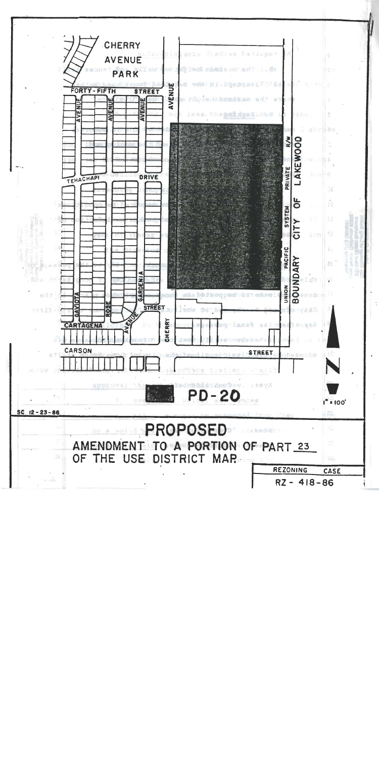CHERRY AVENUE PARK

FORTY-FIFTH STREET

AVENUE

AVENUE

AVENUE

AVENUE

TEHACHAPI DRIVE

UNION PACIFIC SYSTEM PRIVATE R/W

BOUNDARY CITY OF LAKEWOOD

GAVIOTA

ROSE

GARDENIA

STREET

CARTAGENA

AVENUE

CHERRY

CARSON STREET

PD-20

1" = 100'

SC 12-23-86

# PROPOSED

## AMENDMENT TO A PORTION OF PART 23 OF THE USE DISTRICT MAP

| REZONING CASE |
|---|
| RZ - 418-86 |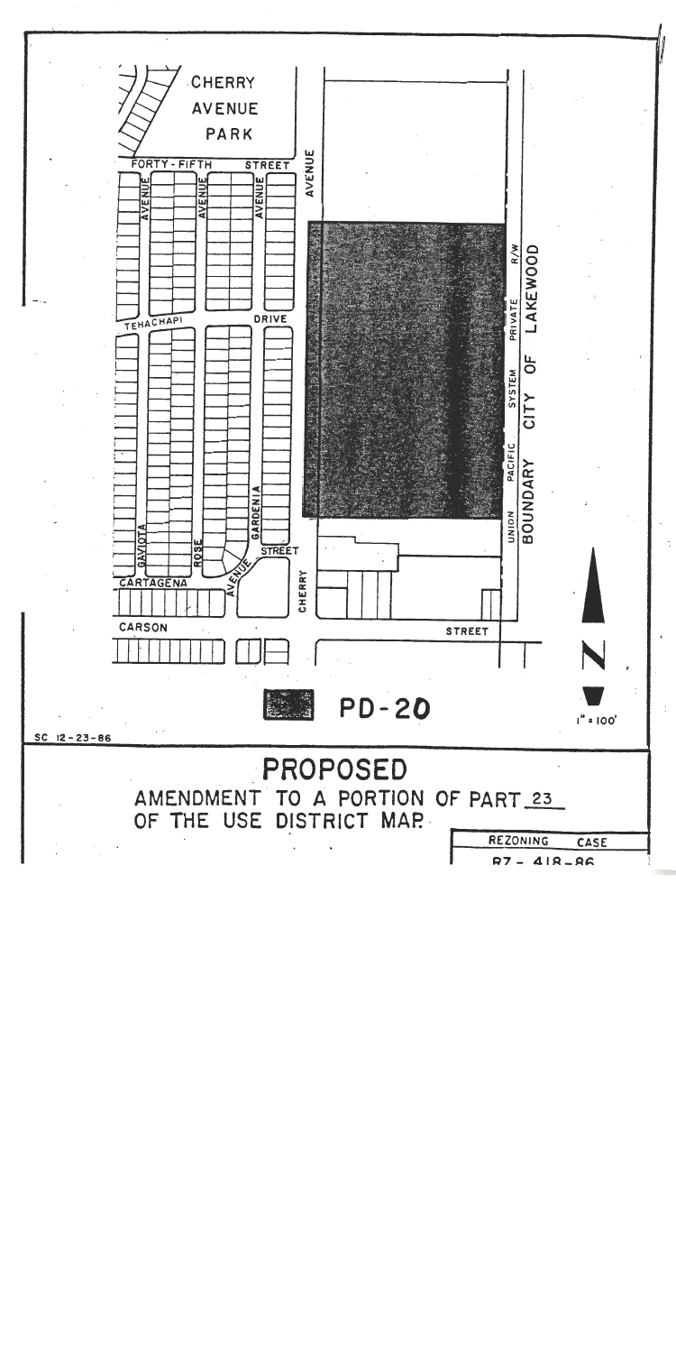CHERRY AVENUE PARK

FORTY-FIFTH STREET

AVENUE

AVENUE

AVENUE

AVENUE

TEHACHAPI DRIVE

UNION PACIFIC SYSTEM PRIVATE R/W

BOUNDARY CITY OF LAKEWOOD

GAVIOTA

ROSE

GARDENIA

STREET

AVENUE

CARTAGENA

CHERRY

CARSON STREET

PD-20

N

1" = 100'

SC 12-23-86

# PROPOSED

## AMENDMENT TO A PORTION OF PART 23 OF THE USE DISTRICT MAP

| REZONING CASE |
|---|
| RZ - 418-86 |